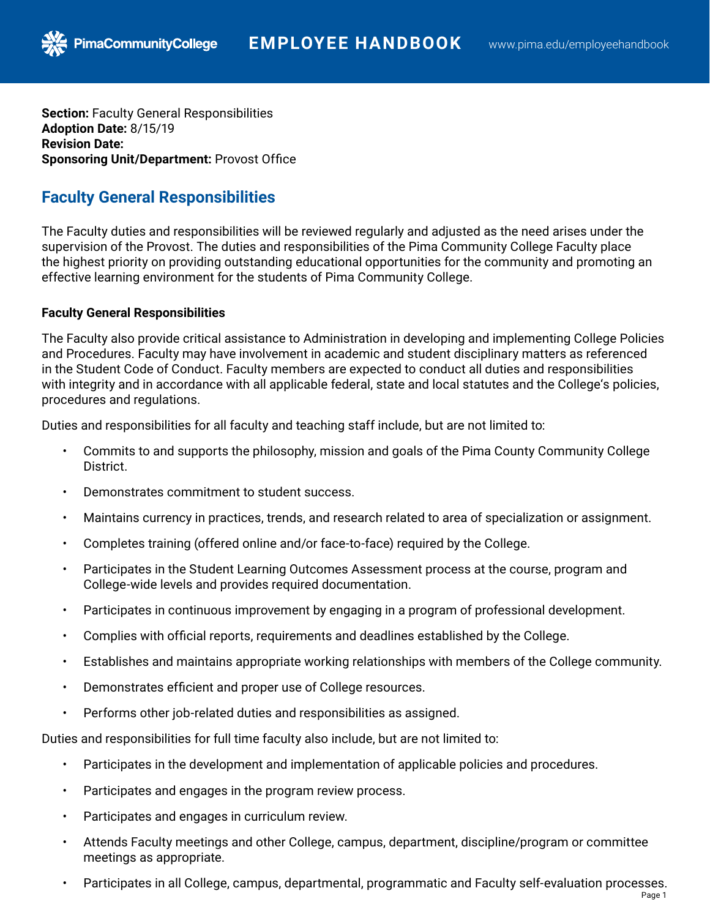**Section:** Faculty General Responsibilities
**Adoption Date:** 8/15/19
**Revision Date:**
**Sponsoring Unit/Department:** Provost Office

# Faculty General Responsibilities

The Faculty duties and responsibilities will be reviewed regularly and adjusted as the need arises under the supervision of the Provost. The duties and responsibilities of the Pima Community College Faculty place the highest priority on providing outstanding educational opportunities for the community and promoting an effective learning environment for the students of Pima Community College.

### Faculty General Responsibilities

The Faculty also provide critical assistance to Administration in developing and implementing College Policies and Procedures. Faculty may have involvement in academic and student disciplinary matters as referenced in the Student Code of Conduct. Faculty members are expected to conduct all duties and responsibilities with integrity and in accordance with all applicable federal, state and local statutes and the College's policies, procedures and regulations.

Duties and responsibilities for all faculty and teaching staff include, but are not limited to:

- Commits to and supports the philosophy, mission and goals of the Pima County Community College District.
- Demonstrates commitment to student success.
- Maintains currency in practices, trends, and research related to area of specialization or assignment.
- Completes training (offered online and/or face-to-face) required by the College.
- Participates in the Student Learning Outcomes Assessment process at the course, program and College-wide levels and provides required documentation.
- Participates in continuous improvement by engaging in a program of professional development.
- Complies with official reports, requirements and deadlines established by the College.
- Establishes and maintains appropriate working relationships with members of the College community.
- Demonstrates efficient and proper use of College resources.
- Performs other job-related duties and responsibilities as assigned.

Duties and responsibilities for full time faculty also include, but are not limited to:

- Participates in the development and implementation of applicable policies and procedures.
- Participates and engages in the program review process.
- Participates and engages in curriculum review.
- Attends Faculty meetings and other College, campus, department, discipline/program or committee meetings as appropriate.
- Participates in all College, campus, departmental, programmatic and Faculty self-evaluation processes.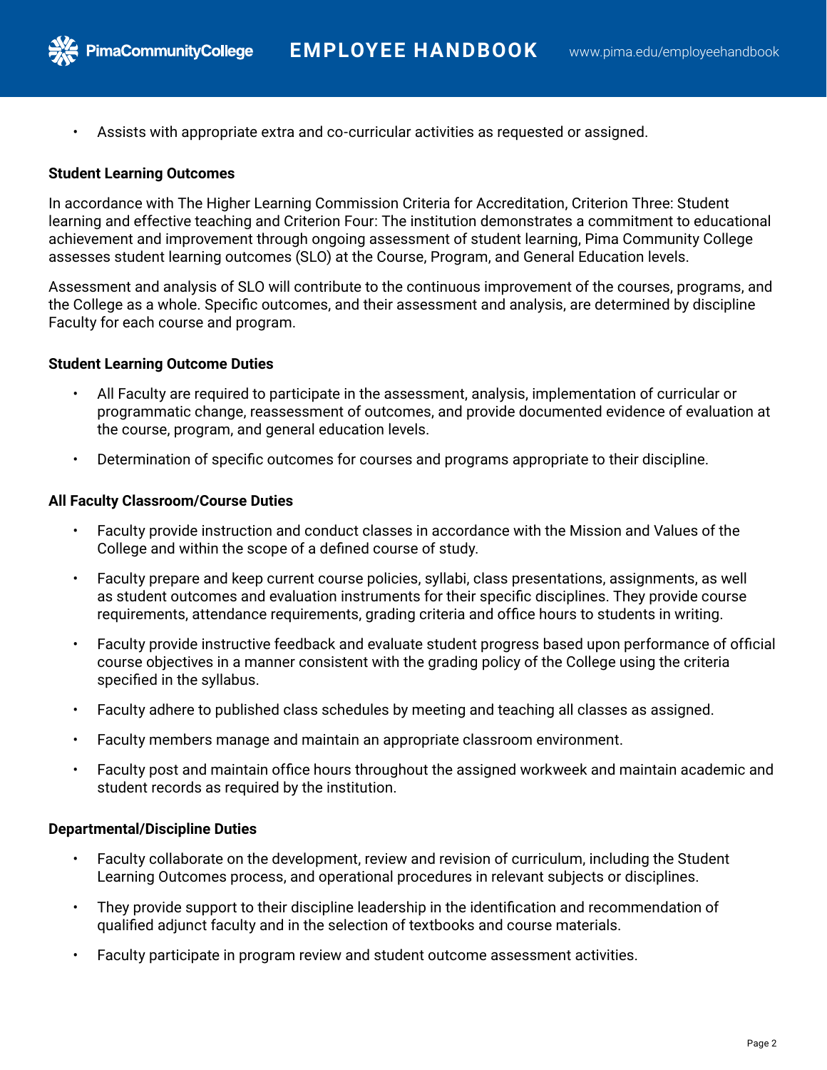- Assists with appropriate extra and co-curricular activities as requested or assigned.

**Student Learning Outcomes**

In accordance with The Higher Learning Commission Criteria for Accreditation, Criterion Three: Student learning and effective teaching and Criterion Four: The institution demonstrates a commitment to educational achievement and improvement through ongoing assessment of student learning, Pima Community College assesses student learning outcomes (SLO) at the Course, Program, and General Education levels.

Assessment and analysis of SLO will contribute to the continuous improvement of the courses, programs, and the College as a whole. Specific outcomes, and their assessment and analysis, are determined by discipline Faculty for each course and program.

**Student Learning Outcome Duties**

- All Faculty are required to participate in the assessment, analysis, implementation of curricular or programmatic change, reassessment of outcomes, and provide documented evidence of evaluation at the course, program, and general education levels.
- Determination of specific outcomes for courses and programs appropriate to their discipline.

**All Faculty Classroom/Course Duties**

- Faculty provide instruction and conduct classes in accordance with the Mission and Values of the College and within the scope of a defined course of study.
- Faculty prepare and keep current course policies, syllabi, class presentations, assignments, as well as student outcomes and evaluation instruments for their specific disciplines. They provide course requirements, attendance requirements, grading criteria and office hours to students in writing.
- Faculty provide instructive feedback and evaluate student progress based upon performance of official course objectives in a manner consistent with the grading policy of the College using the criteria specified in the syllabus.
- Faculty adhere to published class schedules by meeting and teaching all classes as assigned.
- Faculty members manage and maintain an appropriate classroom environment.
- Faculty post and maintain office hours throughout the assigned workweek and maintain academic and student records as required by the institution.

**Departmental/Discipline Duties**

- Faculty collaborate on the development, review and revision of curriculum, including the Student Learning Outcomes process, and operational procedures in relevant subjects or disciplines.
- They provide support to their discipline leadership in the identification and recommendation of qualified adjunct faculty and in the selection of textbooks and course materials.
- Faculty participate in program review and student outcome assessment activities.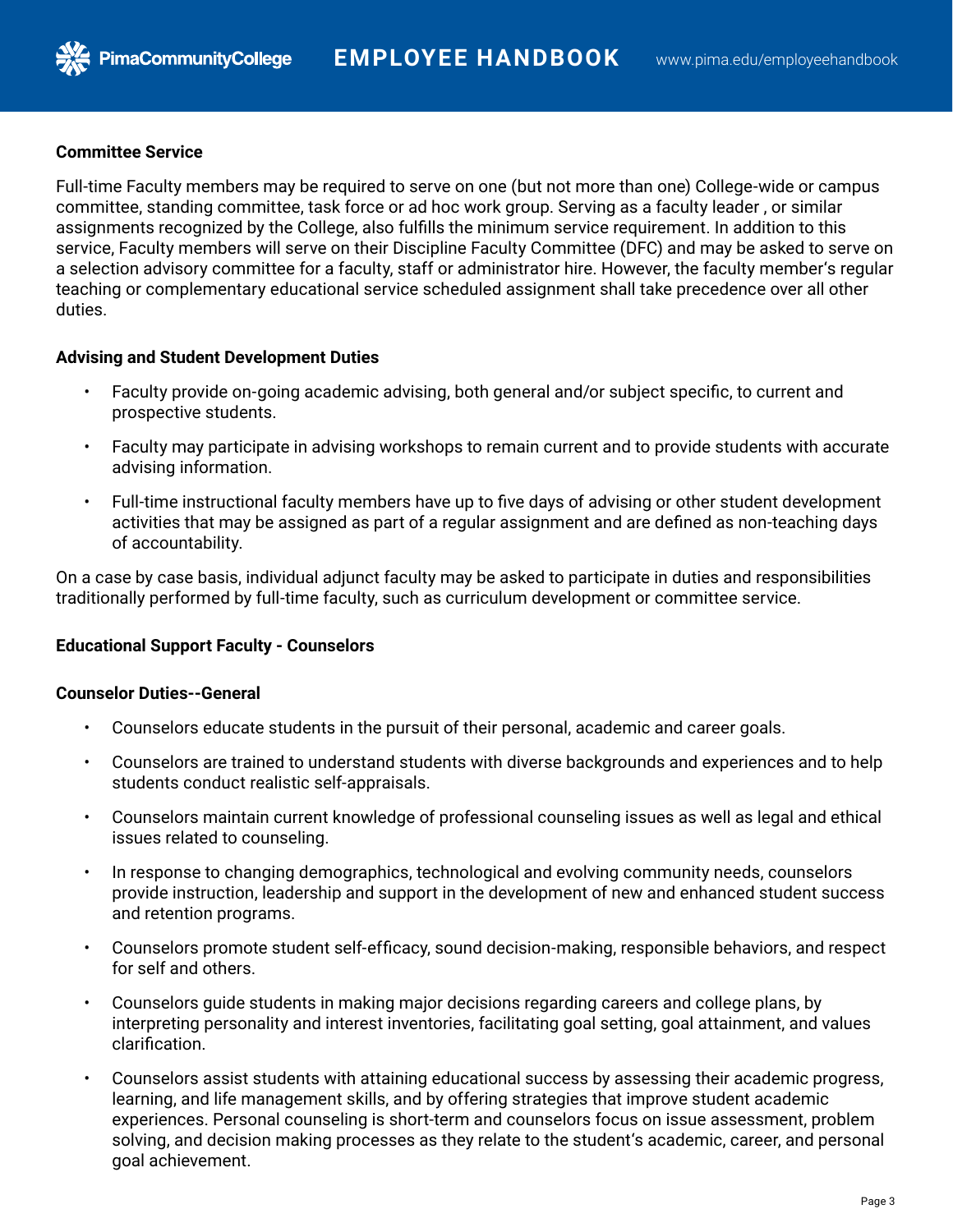**Committee Service**

Full-time Faculty members may be required to serve on one (but not more than one) College-wide or campus committee, standing committee, task force or ad hoc work group. Serving as a faculty leader , or similar assignments recognized by the College, also fulfills the minimum service requirement. In addition to this service, Faculty members will serve on their Discipline Faculty Committee (DFC) and may be asked to serve on a selection advisory committee for a faculty, staff or administrator hire. However, the faculty member's regular teaching or complementary educational service scheduled assignment shall take precedence over all other duties.

**Advising and Student Development Duties**

- Faculty provide on-going academic advising, both general and/or subject specific, to current and prospective students.
- Faculty may participate in advising workshops to remain current and to provide students with accurate advising information.
- Full-time instructional faculty members have up to five days of advising or other student development activities that may be assigned as part of a regular assignment and are defined as non-teaching days of accountability.

On a case by case basis, individual adjunct faculty may be asked to participate in duties and responsibilities traditionally performed by full-time faculty, such as curriculum development or committee service.

**Educational Support Faculty - Counselors**

**Counselor Duties--General**

- Counselors educate students in the pursuit of their personal, academic and career goals.
- Counselors are trained to understand students with diverse backgrounds and experiences and to help students conduct realistic self-appraisals.
- Counselors maintain current knowledge of professional counseling issues as well as legal and ethical issues related to counseling.
- In response to changing demographics, technological and evolving community needs, counselors provide instruction, leadership and support in the development of new and enhanced student success and retention programs.
- Counselors promote student self-efficacy, sound decision-making, responsible behaviors, and respect for self and others.
- Counselors guide students in making major decisions regarding careers and college plans, by interpreting personality and interest inventories, facilitating goal setting, goal attainment, and values clarification.
- Counselors assist students with attaining educational success by assessing their academic progress, learning, and life management skills, and by offering strategies that improve student academic experiences. Personal counseling is short-term and counselors focus on issue assessment, problem solving, and decision making processes as they relate to the student's academic, career, and personal goal achievement.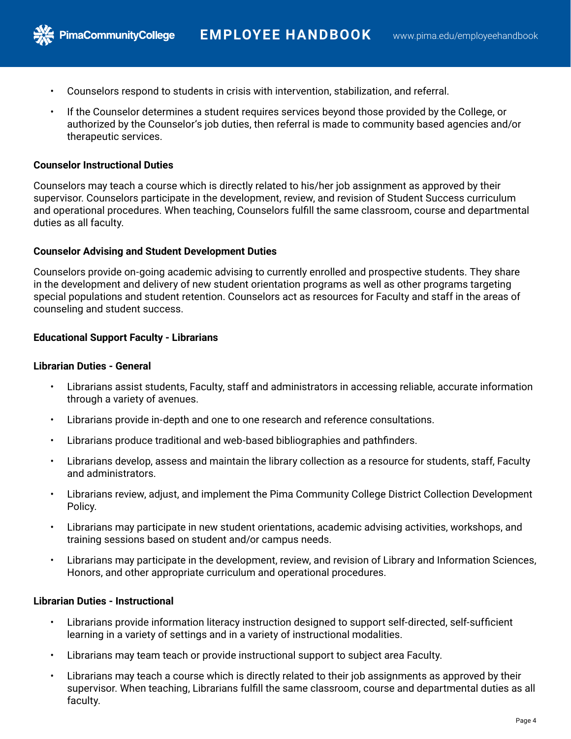- Counselors respond to students in crisis with intervention, stabilization, and referral.
- If the Counselor determines a student requires services beyond those provided by the College, or authorized by the Counselor's job duties, then referral is made to community based agencies and/or therapeutic services.

**Counselor Instructional Duties**

Counselors may teach a course which is directly related to his/her job assignment as approved by their supervisor. Counselors participate in the development, review, and revision of Student Success curriculum and operational procedures. When teaching, Counselors fulfill the same classroom, course and departmental duties as all faculty.

**Counselor Advising and Student Development Duties**

Counselors provide on-going academic advising to currently enrolled and prospective students. They share in the development and delivery of new student orientation programs as well as other programs targeting special populations and student retention. Counselors act as resources for Faculty and staff in the areas of counseling and student success.

**Educational Support Faculty - Librarians**

**Librarian Duties - General**

- Librarians assist students, Faculty, staff and administrators in accessing reliable, accurate information through a variety of avenues.
- Librarians provide in-depth and one to one research and reference consultations.
- Librarians produce traditional and web-based bibliographies and pathfinders.
- Librarians develop, assess and maintain the library collection as a resource for students, staff, Faculty and administrators.
- Librarians review, adjust, and implement the Pima Community College District Collection Development Policy.
- Librarians may participate in new student orientations, academic advising activities, workshops, and training sessions based on student and/or campus needs.
- Librarians may participate in the development, review, and revision of Library and Information Sciences, Honors, and other appropriate curriculum and operational procedures.

**Librarian Duties - Instructional**

- Librarians provide information literacy instruction designed to support self-directed, self-sufficient learning in a variety of settings and in a variety of instructional modalities.
- Librarians may team teach or provide instructional support to subject area Faculty.
- Librarians may teach a course which is directly related to their job assignments as approved by their supervisor. When teaching, Librarians fulfill the same classroom, course and departmental duties as all faculty.